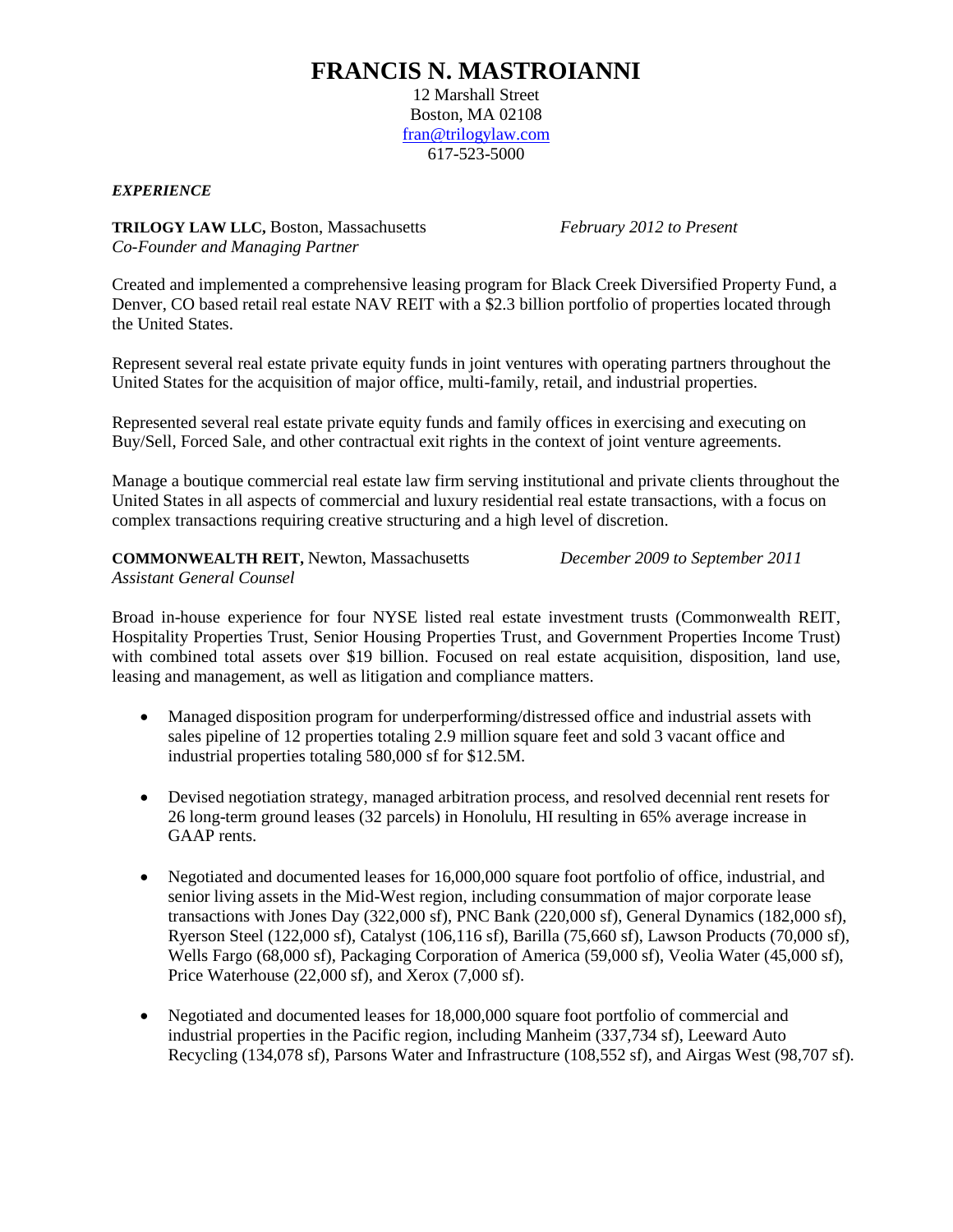# FRANCIS N. MASTROIANNI

12 Marshall Street
Boston, MA 02108
fran@trilogylaw.com
617-523-5000

***EXPERIENCE***

**TRILOGY LAW LLC,** Boston, Massachusetts *February 2012 to Present*
*Co-Founder and Managing Partner*

Created and implemented a comprehensive leasing program for Black Creek Diversified Property Fund, a Denver, CO based retail real estate NAV REIT with a $2.3 billion portfolio of properties located through the United States.

Represent several real estate private equity funds in joint ventures with operating partners throughout the United States for the acquisition of major office, multi-family, retail, and industrial properties.

Represented several real estate private equity funds and family offices in exercising and executing on Buy/Sell, Forced Sale, and other contractual exit rights in the context of joint venture agreements.

Manage a boutique commercial real estate law firm serving institutional and private clients throughout the United States in all aspects of commercial and luxury residential real estate transactions, with a focus on complex transactions requiring creative structuring and a high level of discretion.

**COMMONWEALTH REIT,** Newton, Massachusetts *December 2009 to September 2011*
*Assistant General Counsel*

Broad in-house experience for four NYSE listed real estate investment trusts (Commonwealth REIT, Hospitality Properties Trust, Senior Housing Properties Trust, and Government Properties Income Trust) with combined total assets over $19 billion. Focused on real estate acquisition, disposition, land use, leasing and management, as well as litigation and compliance matters.

- Managed disposition program for underperforming/distressed office and industrial assets with sales pipeline of 12 properties totaling 2.9 million square feet and sold 3 vacant office and industrial properties totaling 580,000 sf for $12.5M.
- Devised negotiation strategy, managed arbitration process, and resolved decennial rent resets for 26 long-term ground leases (32 parcels) in Honolulu, HI resulting in 65% average increase in GAAP rents.
- Negotiated and documented leases for 16,000,000 square foot portfolio of office, industrial, and senior living assets in the Mid-West region, including consummation of major corporate lease transactions with Jones Day (322,000 sf), PNC Bank (220,000 sf), General Dynamics (182,000 sf), Ryerson Steel (122,000 sf), Catalyst (106,116 sf), Barilla (75,660 sf), Lawson Products (70,000 sf), Wells Fargo (68,000 sf), Packaging Corporation of America (59,000 sf), Veolia Water (45,000 sf), Price Waterhouse (22,000 sf), and Xerox (7,000 sf).
- Negotiated and documented leases for 18,000,000 square foot portfolio of commercial and industrial properties in the Pacific region, including Manheim (337,734 sf), Leeward Auto Recycling (134,078 sf), Parsons Water and Infrastructure (108,552 sf), and Airgas West (98,707 sf).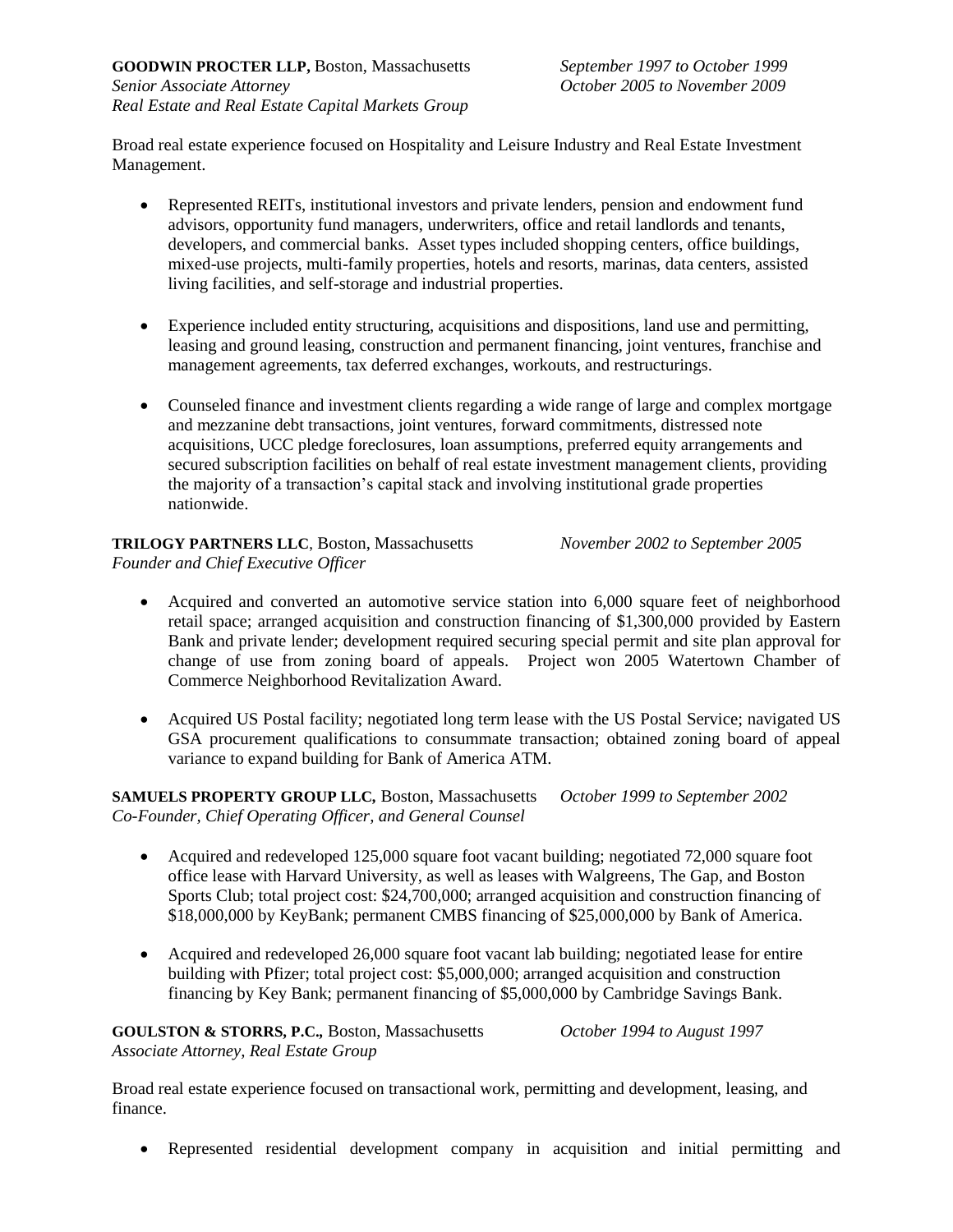**GOODWIN PROCTER LLP,** Boston, Massachusetts *September 1997 to October 1999*
*Senior Associate Attorney* *October 2005 to November 2009*
*Real Estate and Real Estate Capital Markets Group*

Broad real estate experience focused on Hospitality and Leisure Industry and Real Estate Investment Management.

- Represented REITs, institutional investors and private lenders, pension and endowment fund advisors, opportunity fund managers, underwriters, office and retail landlords and tenants, developers, and commercial banks. Asset types included shopping centers, office buildings, mixed-use projects, multi-family properties, hotels and resorts, marinas, data centers, assisted living facilities, and self-storage and industrial properties.

- Experience included entity structuring, acquisitions and dispositions, land use and permitting, leasing and ground leasing, construction and permanent financing, joint ventures, franchise and management agreements, tax deferred exchanges, workouts, and restructurings.

- Counseled finance and investment clients regarding a wide range of large and complex mortgage and mezzanine debt transactions, joint ventures, forward commitments, distressed note acquisitions, UCC pledge foreclosures, loan assumptions, preferred equity arrangements and secured subscription facilities on behalf of real estate investment management clients, providing the majority of a transaction's capital stack and involving institutional grade properties nationwide.

**TRILOGY PARTNERS LLC**, Boston, Massachusetts *November 2002 to September 2005*
*Founder and Chief Executive Officer*

- Acquired and converted an automotive service station into 6,000 square feet of neighborhood retail space; arranged acquisition and construction financing of $1,300,000 provided by Eastern Bank and private lender; development required securing special permit and site plan approval for change of use from zoning board of appeals. Project won 2005 Watertown Chamber of Commerce Neighborhood Revitalization Award.

- Acquired US Postal facility; negotiated long term lease with the US Postal Service; navigated US GSA procurement qualifications to consummate transaction; obtained zoning board of appeal variance to expand building for Bank of America ATM.

**SAMUELS PROPERTY GROUP LLC,** Boston, Massachusetts *October 1999 to September 2002*
*Co-Founder, Chief Operating Officer, and General Counsel*

- Acquired and redeveloped 125,000 square foot vacant building; negotiated 72,000 square foot office lease with Harvard University, as well as leases with Walgreens, The Gap, and Boston Sports Club; total project cost: $24,700,000; arranged acquisition and construction financing of $18,000,000 by KeyBank; permanent CMBS financing of $25,000,000 by Bank of America.

- Acquired and redeveloped 26,000 square foot vacant lab building; negotiated lease for entire building with Pfizer; total project cost: $5,000,000; arranged acquisition and construction financing by Key Bank; permanent financing of $5,000,000 by Cambridge Savings Bank.

**GOULSTON & STORRS, P.C.,** Boston, Massachusetts *October 1994 to August 1997*
*Associate Attorney, Real Estate Group*

Broad real estate experience focused on transactional work, permitting and development, leasing, and finance.

- Represented residential development company in acquisition and initial permitting and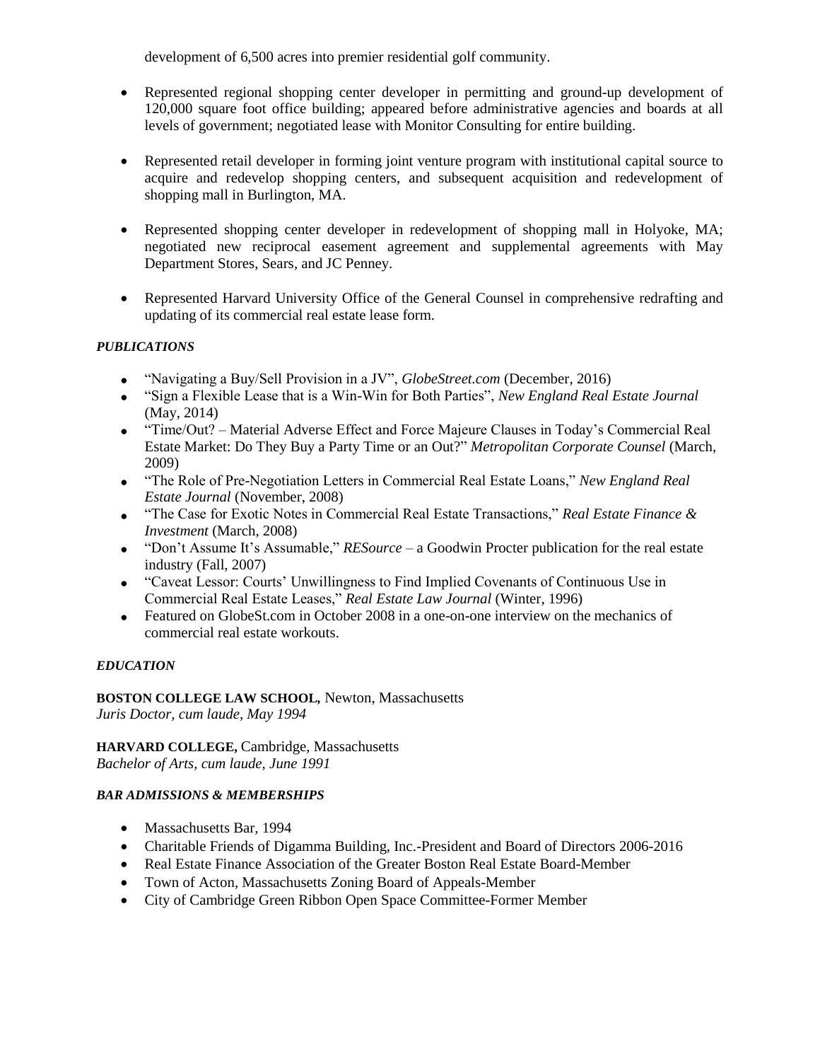development of 6,500 acres into premier residential golf community.

- Represented regional shopping center developer in permitting and ground-up development of 120,000 square foot office building; appeared before administrative agencies and boards at all levels of government; negotiated lease with Monitor Consulting for entire building.

- Represented retail developer in forming joint venture program with institutional capital source to acquire and redevelop shopping centers, and subsequent acquisition and redevelopment of shopping mall in Burlington, MA.

- Represented shopping center developer in redevelopment of shopping mall in Holyoke, MA; negotiated new reciprocal easement agreement and supplemental agreements with May Department Stores, Sears, and JC Penney.

- Represented Harvard University Office of the General Counsel in comprehensive redrafting and updating of its commercial real estate lease form.

### *PUBLICATIONS*

- "Navigating a Buy/Sell Provision in a JV", *GlobeStreet.com* (December, 2016)
- "Sign a Flexible Lease that is a Win-Win for Both Parties", *New England Real Estate Journal* (May, 2014)
- "Time/Out? – Material Adverse Effect and Force Majeure Clauses in Today's Commercial Real Estate Market: Do They Buy a Party Time or an Out?" *Metropolitan Corporate Counsel* (March, 2009)
- "The Role of Pre-Negotiation Letters in Commercial Real Estate Loans," *New England Real Estate Journal* (November, 2008)
- "The Case for Exotic Notes in Commercial Real Estate Transactions," *Real Estate Finance & Investment* (March, 2008)
- "Don't Assume It's Assumable," *RESource* – a Goodwin Procter publication for the real estate industry (Fall, 2007)
- "Caveat Lessor: Courts' Unwillingness to Find Implied Covenants of Continuous Use in Commercial Real Estate Leases," *Real Estate Law Journal* (Winter, 1996)
- Featured on GlobeSt.com in October 2008 in a one-on-one interview on the mechanics of commercial real estate workouts.

### *EDUCATION*

**BOSTON COLLEGE LAW SCHOOL,** Newton, Massachusetts
*Juris Doctor, cum laude, May 1994*

**HARVARD COLLEGE,** Cambridge, Massachusetts
*Bachelor of Arts, cum laude, June 1991*

### *BAR ADMISSIONS & MEMBERSHIPS*

- Massachusetts Bar, 1994
- Charitable Friends of Digamma Building, Inc.-President and Board of Directors 2006-2016
- Real Estate Finance Association of the Greater Boston Real Estate Board-Member
- Town of Acton, Massachusetts Zoning Board of Appeals-Member
- City of Cambridge Green Ribbon Open Space Committee-Former Member